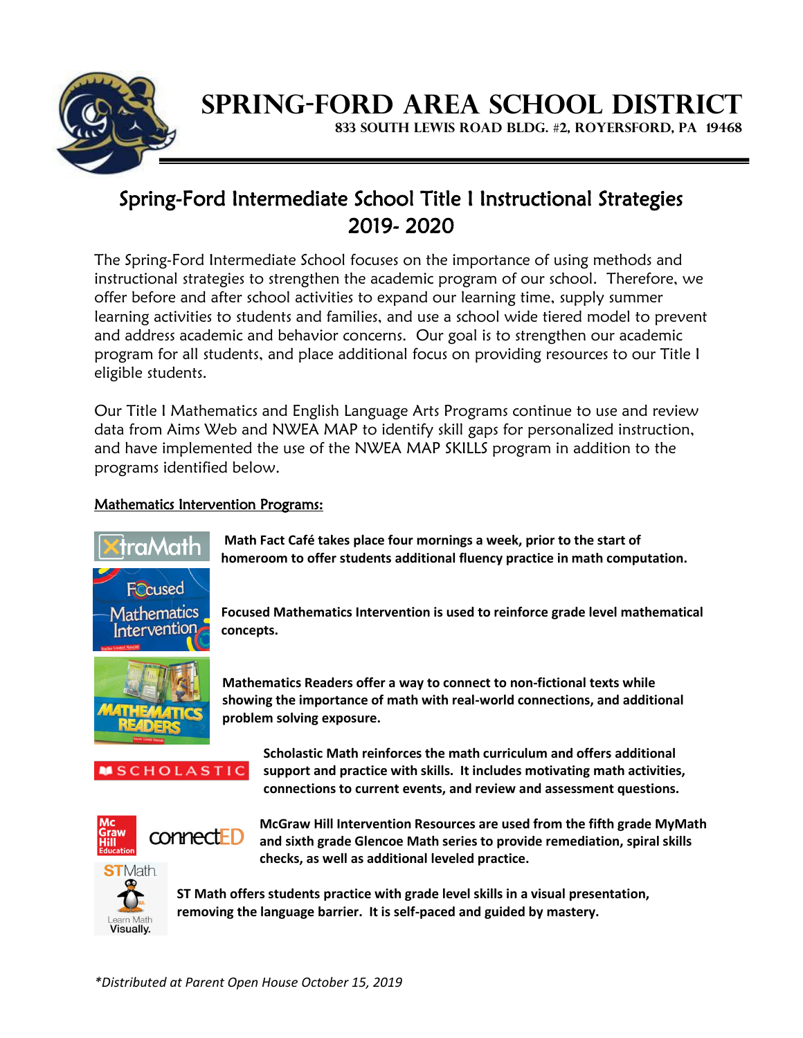# Spring-Ford Area School District

**833 South Lewis Road Bldg. #2, Royersford, PA 19468**

## Spring-Ford Intermediate School Title I Instructional Strategies 2019- 2020

The Spring-Ford Intermediate School focuses on the importance of using methods and instructional strategies to strengthen the academic program of our school. Therefore, we offer before and after school activities to expand our learning time, supply summer learning activities to students and families, and use a school wide tiered model to prevent and address academic and behavior concerns. Our goal is to strengthen our academic program for all students, and place additional focus on providing resources to our Title I eligible students.

Our Title I Mathematics and English Language Arts Programs continue to use and review data from Aims Web and NWEA MAP to identify skill gaps for personalized instruction, and have implemented the use of the NWEA MAP SKILLS program in addition to the programs identified below.

### Mathematics Intervention Programs:

**Math Fact Café takes place four mornings a week, prior to the start of homeroom to offer students additional fluency practice in math computation.**

**Focused Mathematics Intervention is used to reinforce grade level mathematical concepts.**

**Mathematics Readers offer a way to connect to non-fictional texts while showing the importance of math with real-world connections, and additional problem solving exposure.**

**Scholastic Math reinforces the math curriculum and offers additional support and practice with skills. It includes motivating math activities, connections to current events, and review and assessment questions.**

**McGraw Hill Intervention Resources are used from the fifth grade MyMath and sixth grade Glencoe Math series to provide remediation, spiral skills checks, as well as additional leveled practice.**

**ST Math offers students practice with grade level skills in a visual presentation, removing the language barrier. It is self-paced and guided by mastery.**

*\*Distributed at Parent Open House October 15, 2019*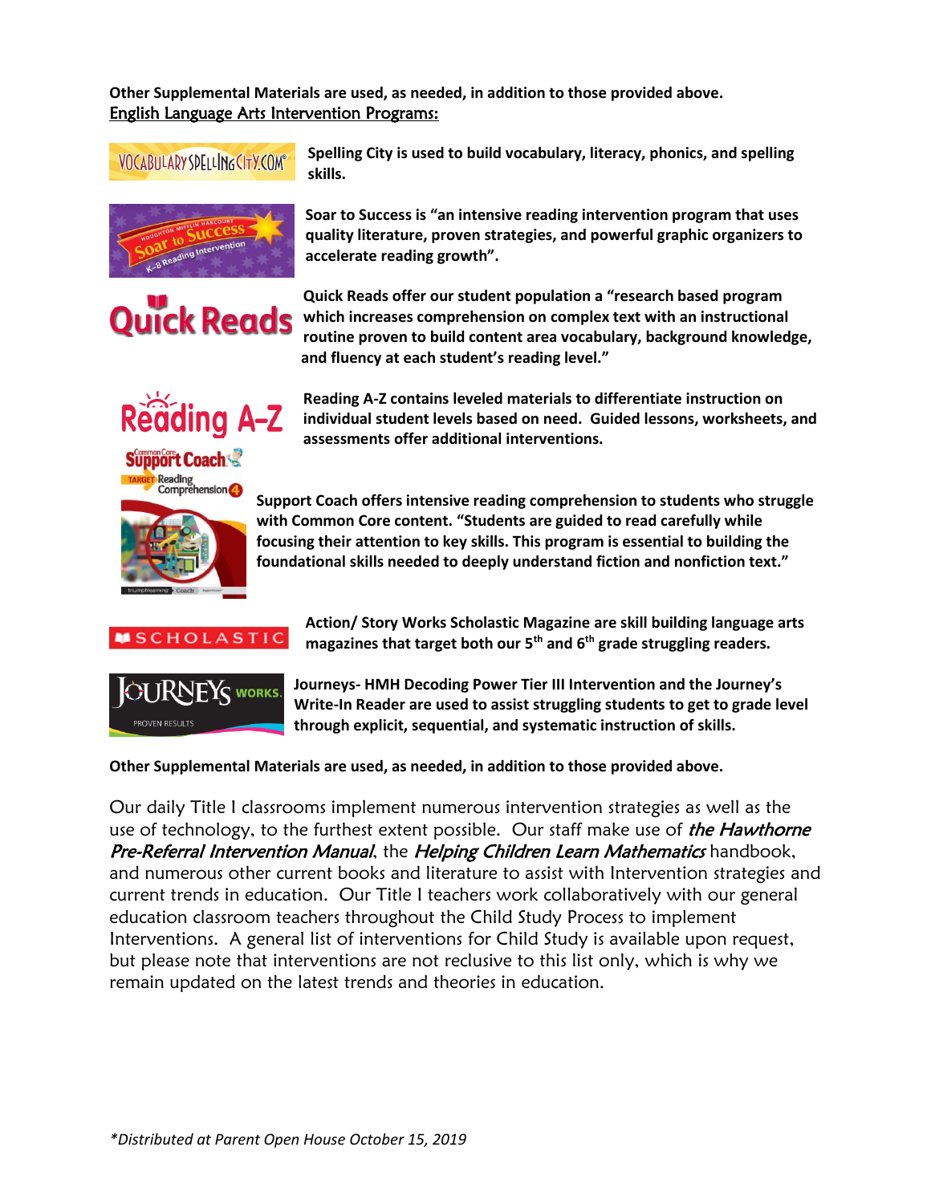**Other Supplemental Materials are used, as needed, in addition to those provided above.**

## English Language Arts Intervention Programs:

**Spelling City is used to build vocabulary, literacy, phonics, and spelling skills.**

**Soar to Success is "an intensive reading intervention program that uses quality literature, proven strategies, and powerful graphic organizers to accelerate reading growth".**

**Quick Reads offer our student population a "research based program which increases comprehension on complex text with an instructional routine proven to build content area vocabulary, background knowledge, and fluency at each student's reading level."**

**Reading A-Z contains leveled materials to differentiate instruction on individual student levels based on need. Guided lessons, worksheets, and assessments offer additional interventions.**

**Support Coach offers intensive reading comprehension to students who struggle with Common Core content. "Students are guided to read carefully while focusing their attention to key skills. This program is essential to building the foundational skills needed to deeply understand fiction and nonfiction text."**

**Action/ Story Works Scholastic Magazine are skill building language arts magazines that target both our 5th and 6th grade struggling readers.**

**Journeys- HMH Decoding Power Tier III Intervention and the Journey's Write-In Reader are used to assist struggling students to get to grade level through explicit, sequential, and systematic instruction of skills.**

**Other Supplemental Materials are used, as needed, in addition to those provided above.**

Our daily Title I classrooms implement numerous intervention strategies as well as the use of technology, to the furthest extent possible. Our staff make use of *the Hawthorne Pre-Referral Intervention Manual*, the *Helping Children Learn Mathematics* handbook, and numerous other current books and literature to assist with Intervention strategies and current trends in education. Our Title I teachers work collaboratively with our general education classroom teachers throughout the Child Study Process to implement Interventions. A general list of interventions for Child Study is available upon request, but please note that interventions are not reclusive to this list only, which is why we remain updated on the latest trends and theories in education.

*\*Distributed at Parent Open House October 15, 2019*